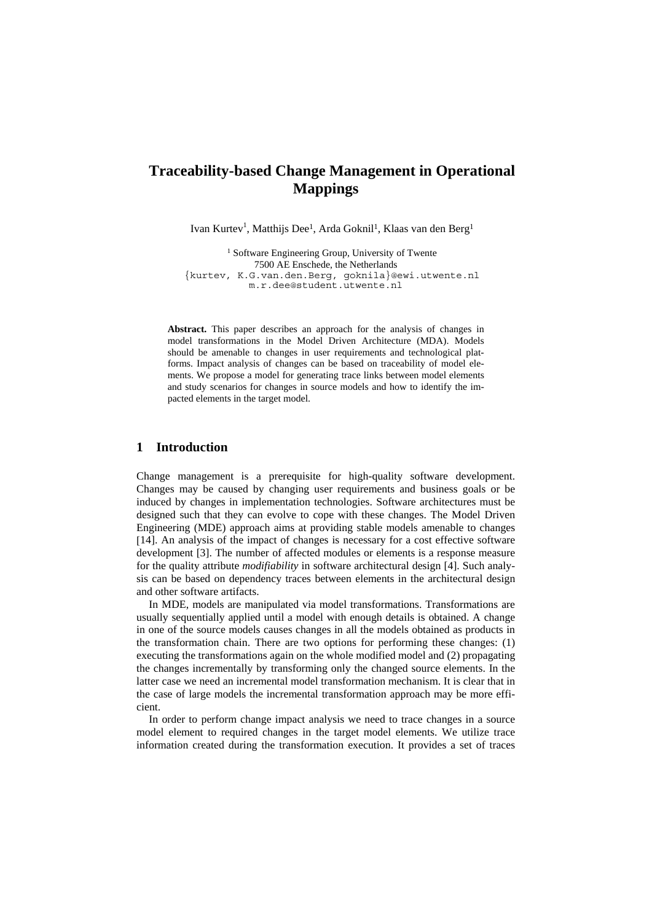# Traceability-based Change Management in Operational Mappings

Ivan Kurtev[1], Matthijs Dee[1], Arda Goknil[1], Klaas van den Berg[1]

[1] Software Engineering Group, University of Twente
7500 AE Enschede, the Netherlands
{kurtev, K.G.van.den.Berg, goknila}@ewi.utwente.nl
m.r.dee@student.utwente.nl

**Abstract.** This paper describes an approach for the analysis of changes in model transformations in the Model Driven Architecture (MDA). Models should be amenable to changes in user requirements and technological platforms. Impact analysis of changes can be based on traceability of model elements. We propose a model for generating trace links between model elements and study scenarios for changes in source models and how to identify the impacted elements in the target model.

## 1 Introduction

Change management is a prerequisite for high-quality software development. Changes may be caused by changing user requirements and business goals or be induced by changes in implementation technologies. Software architectures must be designed such that they can evolve to cope with these changes. The Model Driven Engineering (MDE) approach aims at providing stable models amenable to changes [14]. An analysis of the impact of changes is necessary for a cost effective software development [3]. The number of affected modules or elements is a response measure for the quality attribute *modifiability* in software architectural design [4]. Such analysis can be based on dependency traces between elements in the architectural design and other software artifacts.

In MDE, models are manipulated via model transformations. Transformations are usually sequentially applied until a model with enough details is obtained. A change in one of the source models causes changes in all the models obtained as products in the transformation chain. There are two options for performing these changes: (1) executing the transformations again on the whole modified model and (2) propagating the changes incrementally by transforming only the changed source elements. In the latter case we need an incremental model transformation mechanism. It is clear that in the case of large models the incremental transformation approach may be more efficient.

In order to perform change impact analysis we need to trace changes in a source model element to required changes in the target model elements. We utilize trace information created during the transformation execution. It provides a set of traces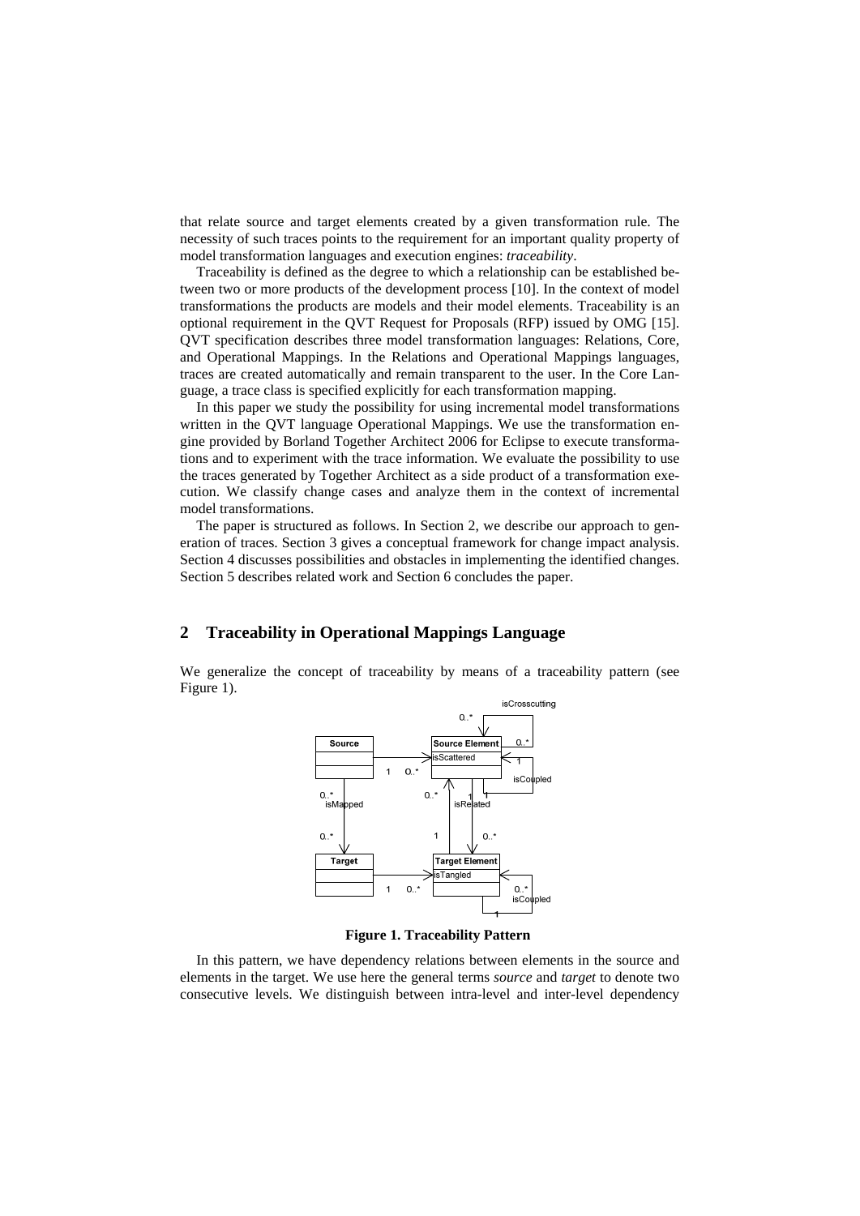that relate source and target elements created by a given transformation rule. The necessity of such traces points to the requirement for an important quality property of model transformation languages and execution engines: *traceability*.

Traceability is defined as the degree to which a relationship can be established between two or more products of the development process [10]. In the context of model transformations the products are models and their model elements. Traceability is an optional requirement in the QVT Request for Proposals (RFP) issued by OMG [15]. QVT specification describes three model transformation languages: Relations, Core, and Operational Mappings. In the Relations and Operational Mappings languages, traces are created automatically and remain transparent to the user. In the Core Language, a trace class is specified explicitly for each transformation mapping.

In this paper we study the possibility for using incremental model transformations written in the QVT language Operational Mappings. We use the transformation engine provided by Borland Together Architect 2006 for Eclipse to execute transformations and to experiment with the trace information. We evaluate the possibility to use the traces generated by Together Architect as a side product of a transformation execution. We classify change cases and analyze them in the context of incremental model transformations.

The paper is structured as follows. In Section 2, we describe our approach to generation of traces. Section 3 gives a conceptual framework for change impact analysis. Section 4 discusses possibilities and obstacles in implementing the identified changes. Section 5 describes related work and Section 6 concludes the paper.

## 2 Traceability in Operational Mappings Language

We generalize the concept of traceability by means of a traceability pattern (see Figure 1).

**Figure 1. Traceability Pattern**

In this pattern, we have dependency relations between elements in the source and elements in the target. We use here the general terms *source* and *target* to denote two consecutive levels. We distinguish between intra-level and inter-level dependency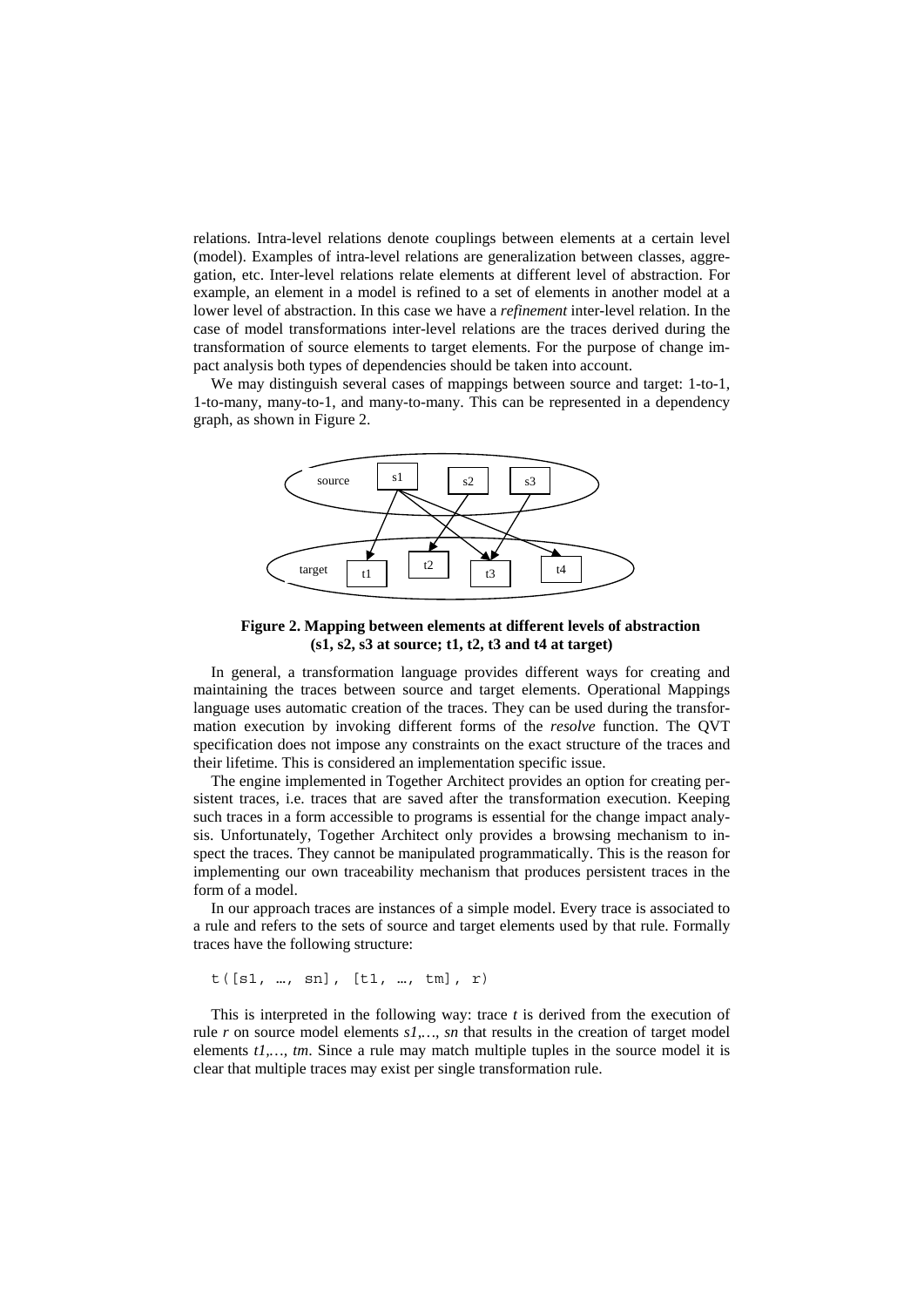relations. Intra-level relations denote couplings between elements at a certain level (model). Examples of intra-level relations are generalization between classes, aggregation, etc. Inter-level relations relate elements at different level of abstraction. For example, an element in a model is refined to a set of elements in another model at a lower level of abstraction. In this case we have a *refinement* inter-level relation. In the case of model transformations inter-level relations are the traces derived during the transformation of source elements to target elements. For the purpose of change impact analysis both types of dependencies should be taken into account.

We may distinguish several cases of mappings between source and target: 1-to-1, 1-to-many, many-to-1, and many-to-many. This can be represented in a dependency graph, as shown in Figure 2.

**Figure 2. Mapping between elements at different levels of abstraction (s1, s2, s3 at source; t1, t2, t3 and t4 at target)**

In general, a transformation language provides different ways for creating and maintaining the traces between source and target elements. Operational Mappings language uses automatic creation of the traces. They can be used during the transformation execution by invoking different forms of the *resolve* function. The QVT specification does not impose any constraints on the exact structure of the traces and their lifetime. This is considered an implementation specific issue.

The engine implemented in Together Architect provides an option for creating persistent traces, i.e. traces that are saved after the transformation execution. Keeping such traces in a form accessible to programs is essential for the change impact analysis. Unfortunately, Together Architect only provides a browsing mechanism to inspect the traces. They cannot be manipulated programmatically. This is the reason for implementing our own traceability mechanism that produces persistent traces in the form of a model.

In our approach traces are instances of a simple model. Every trace is associated to a rule and refers to the sets of source and target elements used by that rule. Formally traces have the following structure:

```
t([s1, …, sn], [t1, …, tm], r)
```

This is interpreted in the following way: trace *t* is derived from the execution of rule *r* on source model elements *s1,…, sn* that results in the creation of target model elements *t1,…, tm*. Since a rule may match multiple tuples in the source model it is clear that multiple traces may exist per single transformation rule.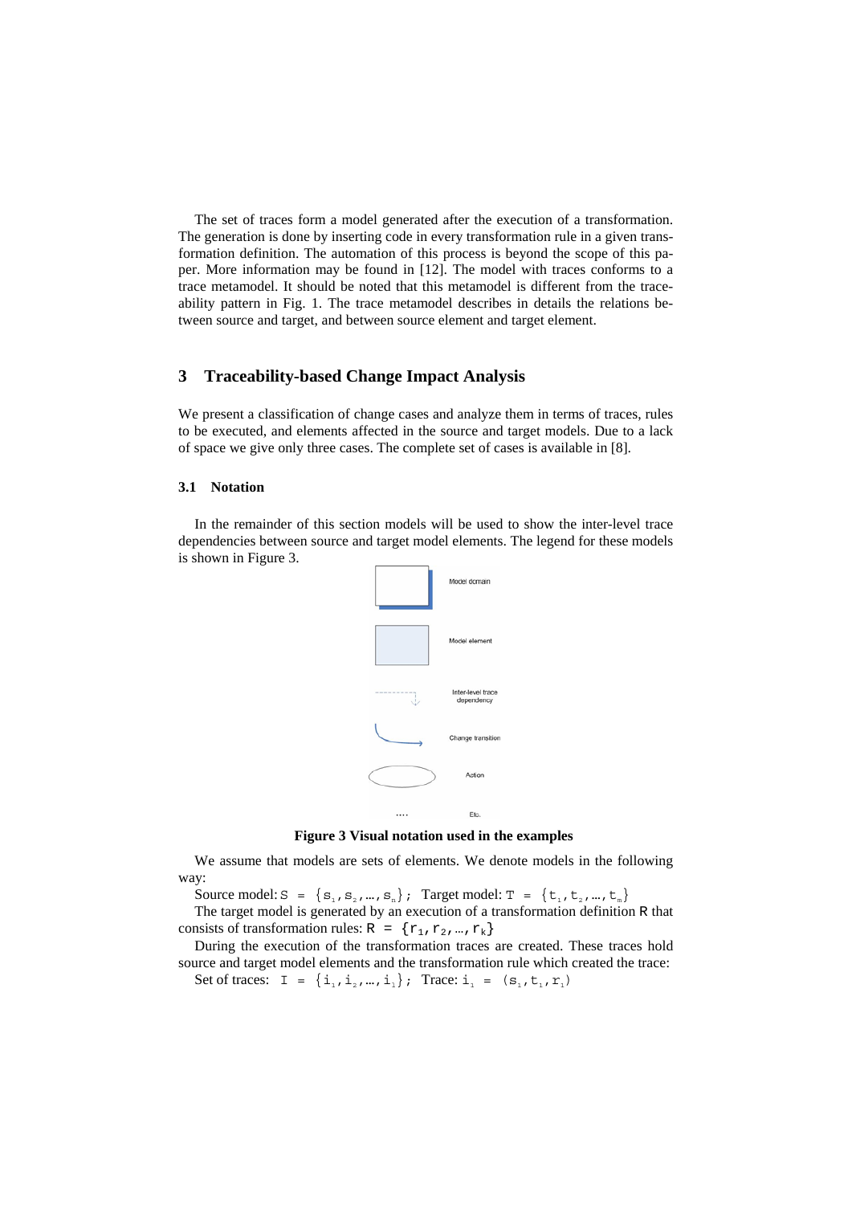The set of traces form a model generated after the execution of a transformation. The generation is done by inserting code in every transformation rule in a given transformation definition. The automation of this process is beyond the scope of this paper. More information may be found in [12]. The model with traces conforms to a trace metamodel. It should be noted that this metamodel is different from the traceability pattern in Fig. 1. The trace metamodel describes in details the relations between source and target, and between source element and target element.

## 3 Traceability-based Change Impact Analysis

We present a classification of change cases and analyze them in terms of traces, rules to be executed, and elements affected in the source and target models. Due to a lack of space we give only three cases. The complete set of cases is available in [8].

### 3.1 Notation

In the remainder of this section models will be used to show the inter-level trace dependencies between source and target model elements. The legend for these models is shown in Figure 3.

Model domain

Model element

Inter-level trace dependency

Change transition

Action

.... Etc.

**Figure 3 Visual notation used in the examples**

We assume that models are sets of elements. We denote models in the following way:

Source model: $S = \{s_1, s_2, \ldots, s_n\}$; Target model: $T = \{t_1, t_2, \ldots, t_m\}$

The target model is generated by an execution of a transformation definition R that consists of transformation rules: $R = \{r_1, r_2, \ldots, r_k\}$

During the execution of the transformation traces are created. These traces hold source and target model elements and the transformation rule which created the trace:

Set of traces: $I = \{i_1, i_2, \ldots, i_l\}$; Trace: $i_1 = (s_1, t_1, r_1)$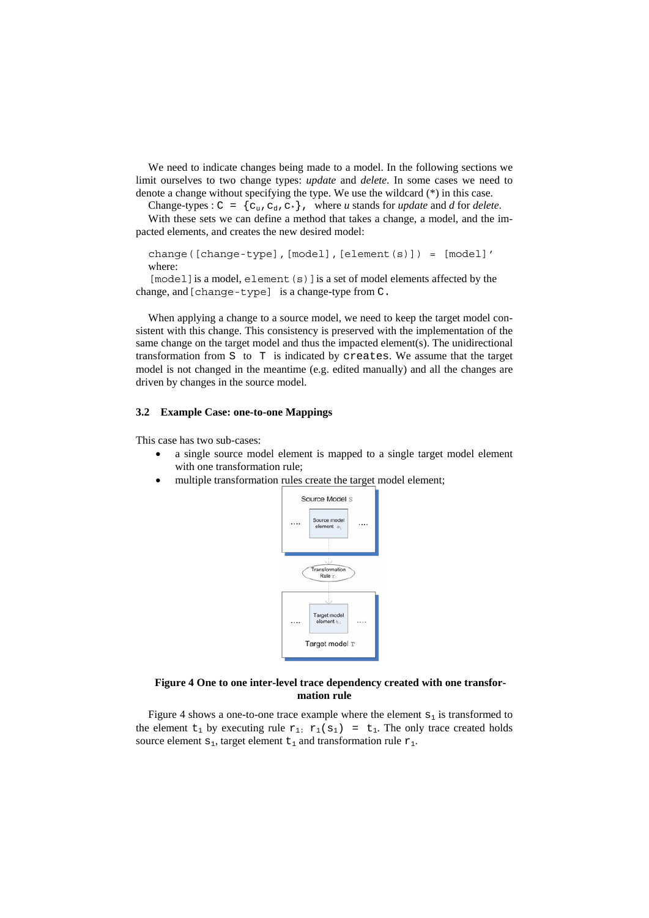We need to indicate changes being made to a model. In the following sections we limit ourselves to two change types: *update* and *delete*. In some cases we need to denote a change without specifying the type. We use the wildcard (*) in this case.

Change-types : $C = \{c_u, c_d, c_*\}$, where *u* stands for *update* and *d* for *delete*.

With these sets we can define a method that takes a change, a model, and the impacted elements, and creates the new desired model:

```
change([change-type],[model],[element(s)]) = [model]'
```

where:

`[model]` is a model, `element(s)]` is a set of model elements affected by the change, and `[change-type]` is a change-type from `C`.

When applying a change to a source model, we need to keep the target model consistent with this change. This consistency is preserved with the implementation of the same change on the target model and thus the impacted element(s). The unidirectional transformation from `S` to `T` is indicated by `creates`. We assume that the target model is not changed in the meantime (e.g. edited manually) and all the changes are driven by changes in the source model.

### 3.2 Example Case: one-to-one Mappings

This case has two sub-cases:

- a single source model element is mapped to a single target model element with one transformation rule;
- multiple transformation rules create the target model element;

**Figure 4 One to one inter-level trace dependency created with one transformation rule**

Figure 4 shows a one-to-one trace example where the element $s_1$ is transformed to the element $t_1$ by executing rule $r_1$: $r_1(s_1) = t_1$. The only trace created holds source element $s_1$, target element $t_1$ and transformation rule $r_1$.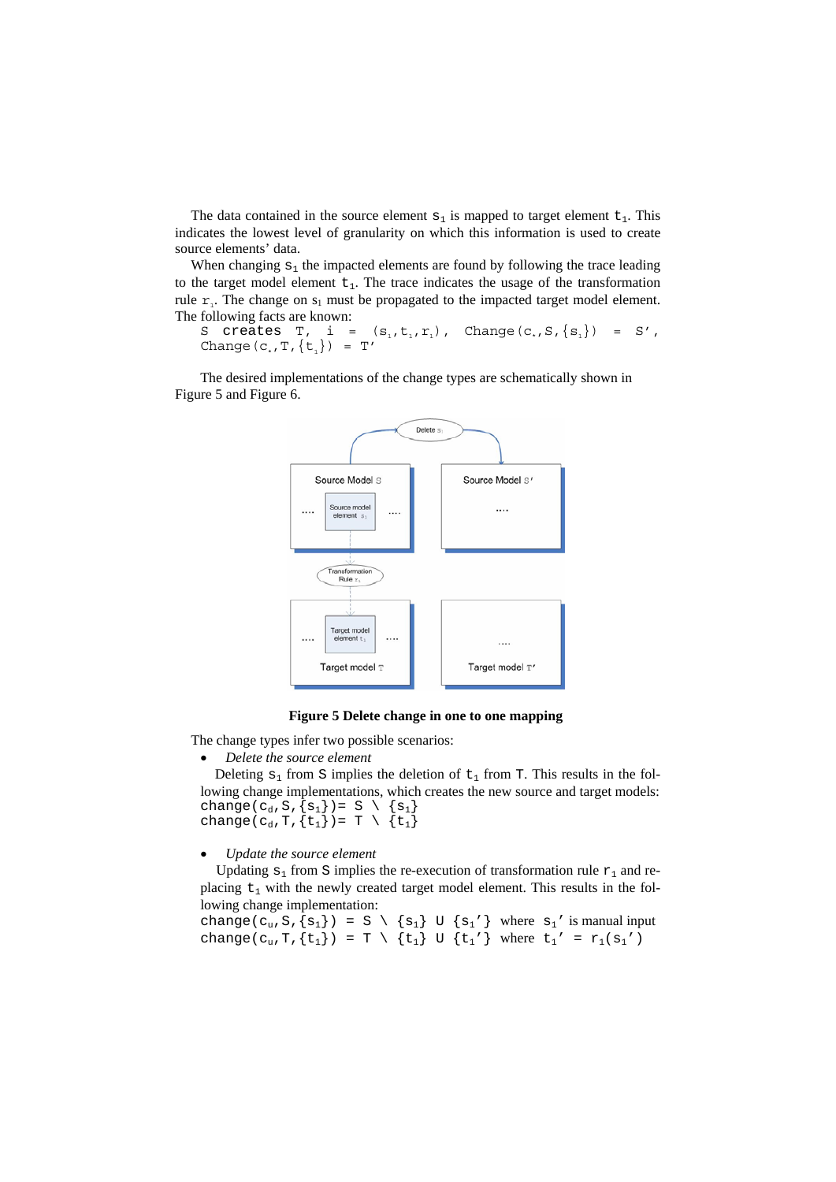The data contained in the source element $s_1$ is mapped to target element $t_1$. This indicates the lowest level of granularity on which this information is used to create source elements' data.

When changing $s_1$ the impacted elements are found by following the trace leading to the target model element $t_1$. The trace indicates the usage of the transformation rule $r_1$. The change on $s_1$ must be propagated to the impacted target model element. The following facts are known:

$S$ creates $T$, $i = (s_1, t_1, r_1)$, $Change(c_*, S, \{s_1\}) = S'$, $Change(c_*, T, \{t_1\}) = T'$

The desired implementations of the change types are schematically shown in Figure 5 and Figure 6.

**Figure 5 Delete change in one to one mapping**

The change types infer two possible scenarios:

- *Delete the source element*

Deleting $s_1$ from $S$ implies the deletion of $t_1$ from $T$. This results in the following change implementations, which creates the new source and target models:

$change(c_d, S, \{s_1\}) = S \setminus \{s_1\}$
$change(c_d, T, \{t_1\}) = T \setminus \{t_1\}$

- *Update the source element*

Updating $s_1$ from $S$ implies the re-execution of transformation rule $r_1$ and replacing $t_1$ with the newly created target model element. This results in the following change implementation:

$change(c_u, S, \{s_1\}) = S \setminus \{s_1\} \cup \{s_1'\}$ where $s_1'$ is manual input
$change(c_u, T, \{t_1\}) = T \setminus \{t_1\} \cup \{t_1'\}$ where $t_1' = r_1(s_1')$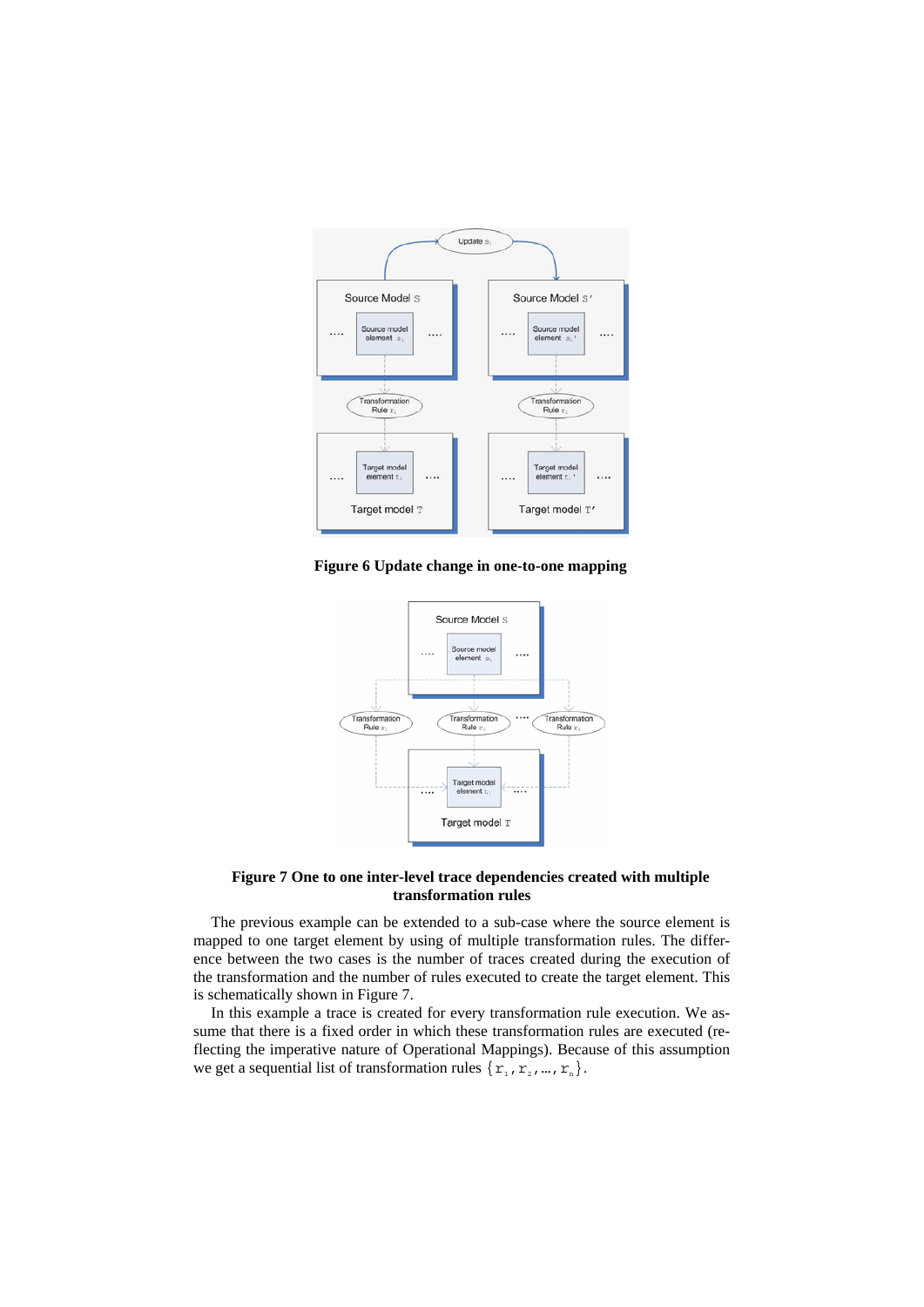**Figure 6 Update change in one-to-one mapping**

**Figure 7 One to one inter-level trace dependencies created with multiple transformation rules**

The previous example can be extended to a sub-case where the source element is mapped to one target element by using of multiple transformation rules. The difference between the two cases is the number of traces created during the execution of the transformation and the number of rules executed to create the target element. This is schematically shown in Figure 7.

In this example a trace is created for every transformation rule execution. We assume that there is a fixed order in which these transformation rules are executed (reflecting the imperative nature of Operational Mappings). Because of this assumption we get a sequential list of transformation rules $\{r_1, r_2, \ldots, r_n\}$.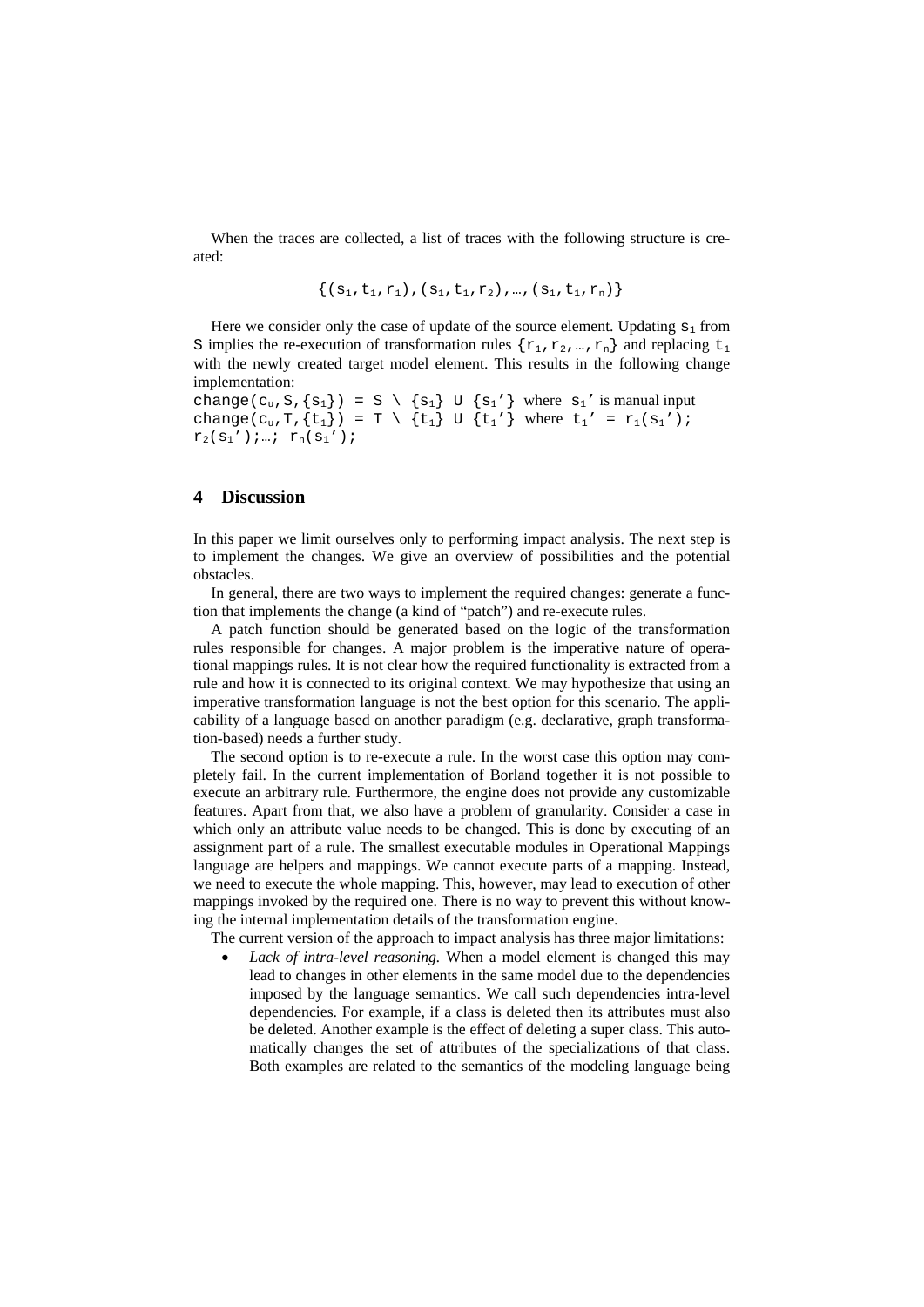When the traces are collected, a list of traces with the following structure is created:

$$\{(s_1, t_1, r_1), (s_1, t_1, r_2), \ldots, (s_1, t_1, r_n)\}$$

Here we consider only the case of update of the source element. Updating $s_1$ from S implies the re-execution of transformation rules $\{r_1, r_2, \ldots, r_n\}$ and replacing $t_1$ with the newly created target model element. This results in the following change implementation:

$change(c_u, S, \{s_1\}) = S \setminus \{s_1\} \cup \{s_1'\}$ where $s_1'$ is manual input
$change(c_u, T, \{t_1\}) = T \setminus \{t_1\} \cup \{t_1'\}$ where $t_1' = r_1(s_1')$; $r_2(s_1')$;…; $r_n(s_1')$;

## 4 Discussion

In this paper we limit ourselves only to performing impact analysis. The next step is to implement the changes. We give an overview of possibilities and the potential obstacles.

In general, there are two ways to implement the required changes: generate a function that implements the change (a kind of "patch") and re-execute rules.

A patch function should be generated based on the logic of the transformation rules responsible for changes. A major problem is the imperative nature of operational mappings rules. It is not clear how the required functionality is extracted from a rule and how it is connected to its original context. We may hypothesize that using an imperative transformation language is not the best option for this scenario. The applicability of a language based on another paradigm (e.g. declarative, graph transformation-based) needs a further study.

The second option is to re-execute a rule. In the worst case this option may completely fail. In the current implementation of Borland together it is not possible to execute an arbitrary rule. Furthermore, the engine does not provide any customizable features. Apart from that, we also have a problem of granularity. Consider a case in which only an attribute value needs to be changed. This is done by executing of an assignment part of a rule. The smallest executable modules in Operational Mappings language are helpers and mappings. We cannot execute parts of a mapping. Instead, we need to execute the whole mapping. This, however, may lead to execution of other mappings invoked by the required one. There is no way to prevent this without knowing the internal implementation details of the transformation engine.

The current version of the approach to impact analysis has three major limitations:

- *Lack of intra-level reasoning.* When a model element is changed this may lead to changes in other elements in the same model due to the dependencies imposed by the language semantics. We call such dependencies intra-level dependencies. For example, if a class is deleted then its attributes must also be deleted. Another example is the effect of deleting a super class. This automatically changes the set of attributes of the specializations of that class. Both examples are related to the semantics of the modeling language being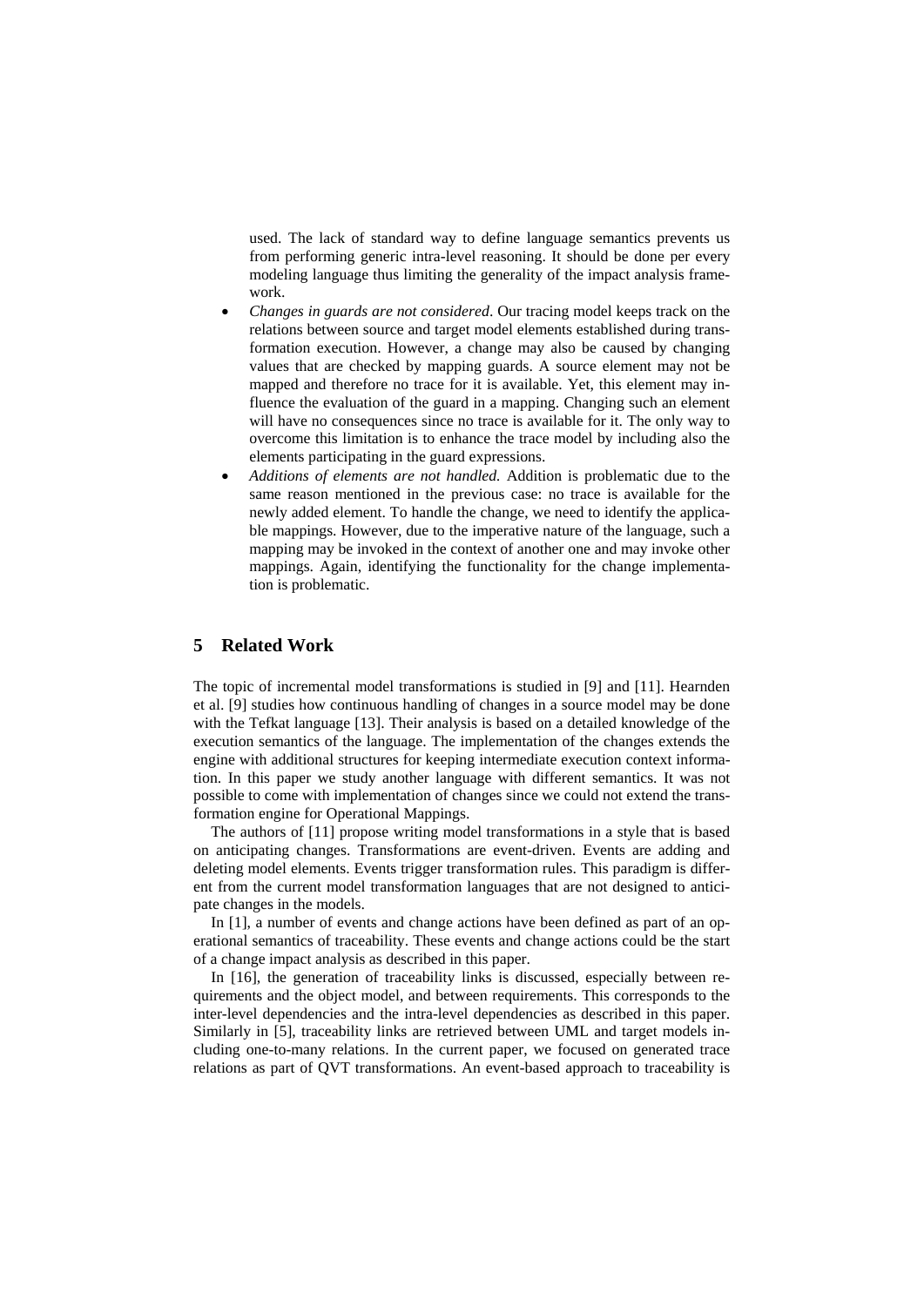used. The lack of standard way to define language semantics prevents us from performing generic intra-level reasoning. It should be done per every modeling language thus limiting the generality of the impact analysis framework.

- *Changes in guards are not considered*. Our tracing model keeps track on the relations between source and target model elements established during transformation execution. However, a change may also be caused by changing values that are checked by mapping guards. A source element may not be mapped and therefore no trace for it is available. Yet, this element may influence the evaluation of the guard in a mapping. Changing such an element will have no consequences since no trace is available for it. The only way to overcome this limitation is to enhance the trace model by including also the elements participating in the guard expressions.
- *Additions of elements are not handled.* Addition is problematic due to the same reason mentioned in the previous case: no trace is available for the newly added element. To handle the change, we need to identify the applicable mappings. However, due to the imperative nature of the language, such a mapping may be invoked in the context of another one and may invoke other mappings. Again, identifying the functionality for the change implementation is problematic.

## 5 Related Work

The topic of incremental model transformations is studied in [9] and [11]. Hearnden et al. [9] studies how continuous handling of changes in a source model may be done with the Tefkat language [13]. Their analysis is based on a detailed knowledge of the execution semantics of the language. The implementation of the changes extends the engine with additional structures for keeping intermediate execution context information. In this paper we study another language with different semantics. It was not possible to come with implementation of changes since we could not extend the transformation engine for Operational Mappings.

The authors of [11] propose writing model transformations in a style that is based on anticipating changes. Transformations are event-driven. Events are adding and deleting model elements. Events trigger transformation rules. This paradigm is different from the current model transformation languages that are not designed to anticipate changes in the models.

In [1], a number of events and change actions have been defined as part of an operational semantics of traceability. These events and change actions could be the start of a change impact analysis as described in this paper.

In [16], the generation of traceability links is discussed, especially between requirements and the object model, and between requirements. This corresponds to the inter-level dependencies and the intra-level dependencies as described in this paper. Similarly in [5], traceability links are retrieved between UML and target models including one-to-many relations. In the current paper, we focused on generated trace relations as part of QVT transformations. An event-based approach to traceability is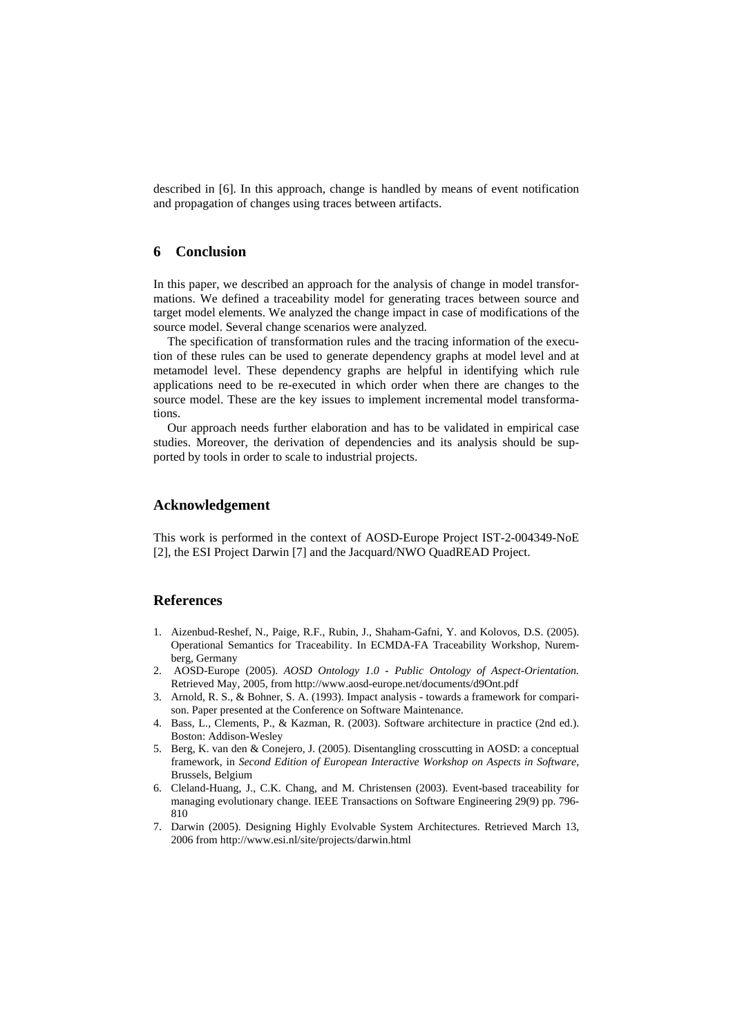described in [6]. In this approach, change is handled by means of event notification and propagation of changes using traces between artifacts.

## 6 Conclusion

In this paper, we described an approach for the analysis of change in model transformations. We defined a traceability model for generating traces between source and target model elements. We analyzed the change impact in case of modifications of the source model. Several change scenarios were analyzed.

The specification of transformation rules and the tracing information of the execution of these rules can be used to generate dependency graphs at model level and at metamodel level. These dependency graphs are helpful in identifying which rule applications need to be re-executed in which order when there are changes to the source model. These are the key issues to implement incremental model transformations.

Our approach needs further elaboration and has to be validated in empirical case studies. Moreover, the derivation of dependencies and its analysis should be supported by tools in order to scale to industrial projects.

## Acknowledgement

This work is performed in the context of AOSD-Europe Project IST-2-004349-NoE [2], the ESI Project Darwin [7] and the Jacquard/NWO QuadREAD Project.

## References

1. Aizenbud-Reshef, N., Paige, R.F., Rubin, J., Shaham-Gafni, Y. and Kolovos, D.S. (2005). Operational Semantics for Traceability. In ECMDA-FA Traceability Workshop, Nuremberg, Germany
2. AOSD-Europe (2005). *AOSD Ontology 1.0 - Public Ontology of Aspect-Orientation.* Retrieved May, 2005, from http://www.aosd-europe.net/documents/d9Ont.pdf
3. Arnold, R. S., & Bohner, S. A. (1993). Impact analysis - towards a framework for comparison. Paper presented at the Conference on Software Maintenance.
4. Bass, L., Clements, P., & Kazman, R. (2003). Software architecture in practice (2nd ed.). Boston: Addison-Wesley
5. Berg, K. van den & Conejero, J. (2005). Disentangling crosscutting in AOSD: a conceptual framework, in *Second Edition of European Interactive Workshop on Aspects in Software*, Brussels, Belgium
6. Cleland-Huang, J., C.K. Chang, and M. Christensen (2003). Event-based traceability for managing evolutionary change. IEEE Transactions on Software Engineering 29(9) pp. 796-810
7. Darwin (2005). Designing Highly Evolvable System Architectures. Retrieved March 13, 2006 from http://www.esi.nl/site/projects/darwin.html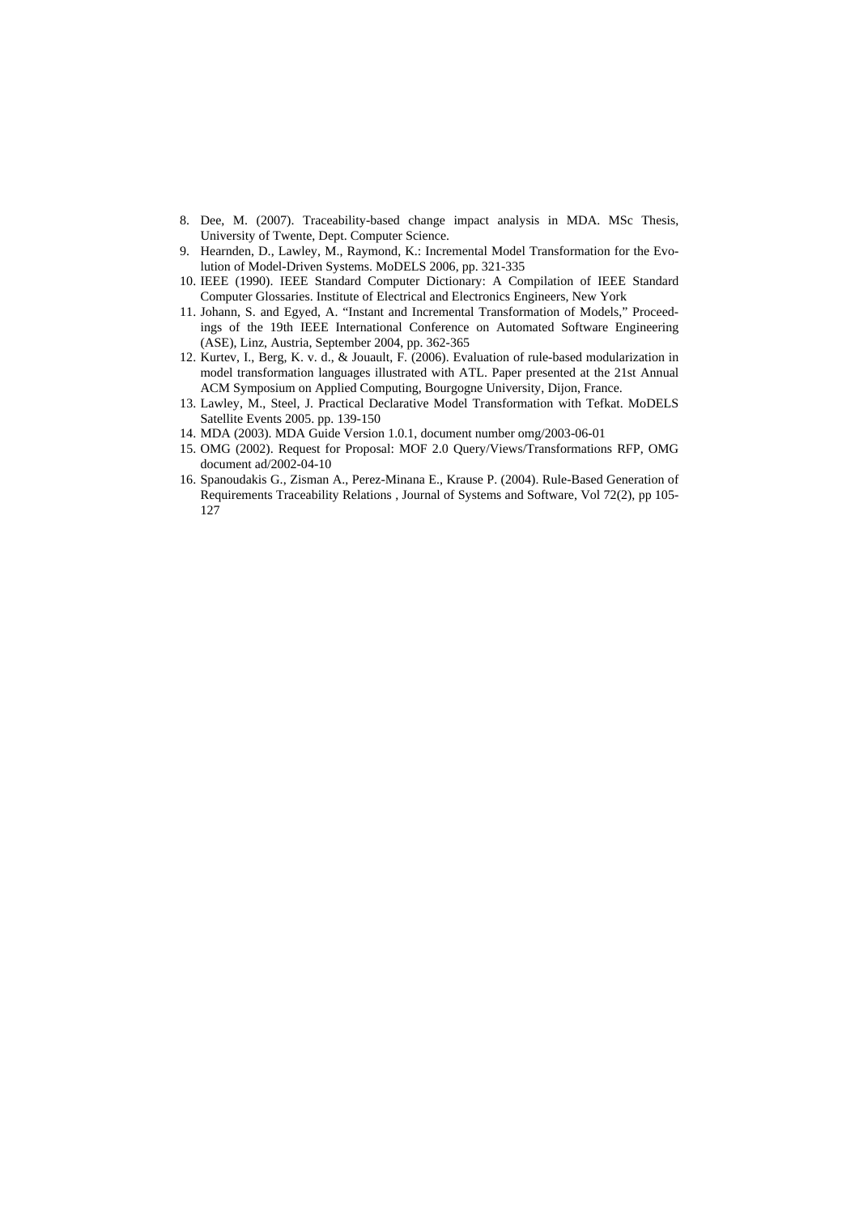8. Dee, M. (2007). Traceability-based change impact analysis in MDA. MSc Thesis, University of Twente, Dept. Computer Science.
9. Hearnden, D., Lawley, M., Raymond, K.: Incremental Model Transformation for the Evolution of Model-Driven Systems. MoDELS 2006, pp. 321-335
10. IEEE (1990). IEEE Standard Computer Dictionary: A Compilation of IEEE Standard Computer Glossaries. Institute of Electrical and Electronics Engineers, New York
11. Johann, S. and Egyed, A. "Instant and Incremental Transformation of Models," Proceedings of the 19th IEEE International Conference on Automated Software Engineering (ASE), Linz, Austria, September 2004, pp. 362-365
12. Kurtev, I., Berg, K. v. d., & Jouault, F. (2006). Evaluation of rule-based modularization in model transformation languages illustrated with ATL. Paper presented at the 21st Annual ACM Symposium on Applied Computing, Bourgogne University, Dijon, France.
13. Lawley, M., Steel, J. Practical Declarative Model Transformation with Tefkat. MoDELS Satellite Events 2005. pp. 139-150
14. MDA (2003). MDA Guide Version 1.0.1, document number omg/2003-06-01
15. OMG (2002). Request for Proposal: MOF 2.0 Query/Views/Transformations RFP, OMG document ad/2002-04-10
16. Spanoudakis G., Zisman A., Perez-Minana E., Krause P. (2004). Rule-Based Generation of Requirements Traceability Relations , Journal of Systems and Software, Vol 72(2), pp 105-127